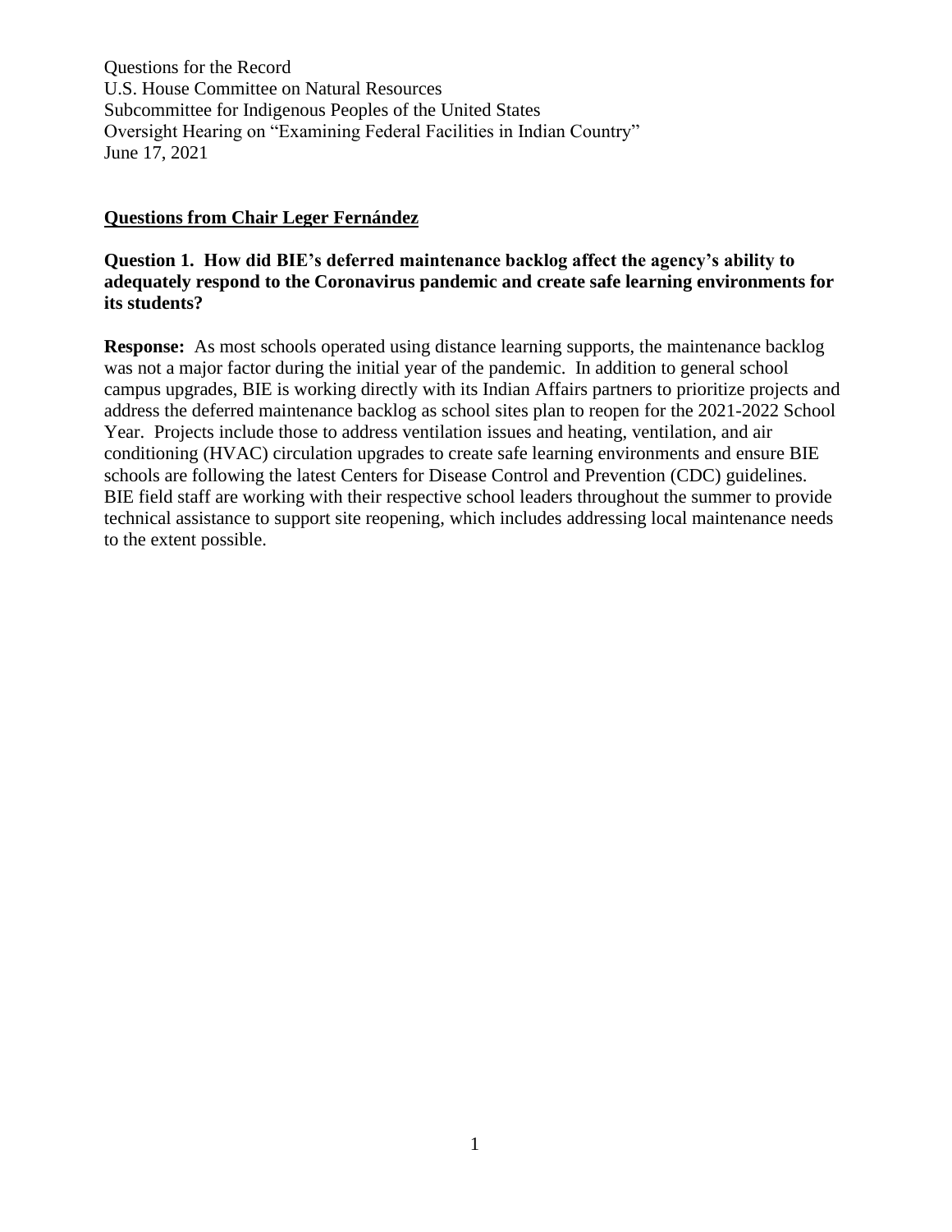Questions for the Record
U.S. House Committee on Natural Resources
Subcommittee for Indigenous Peoples of the United States
Oversight Hearing on "Examining Federal Facilities in Indian Country"
June 17, 2021

## Questions from Chair Leger Fernández

**Question 1. How did BIE's deferred maintenance backlog affect the agency's ability to adequately respond to the Coronavirus pandemic and create safe learning environments for its students?**

**Response:** As most schools operated using distance learning supports, the maintenance backlog was not a major factor during the initial year of the pandemic. In addition to general school campus upgrades, BIE is working directly with its Indian Affairs partners to prioritize projects and address the deferred maintenance backlog as school sites plan to reopen for the 2021-2022 School Year. Projects include those to address ventilation issues and heating, ventilation, and air conditioning (HVAC) circulation upgrades to create safe learning environments and ensure BIE schools are following the latest Centers for Disease Control and Prevention (CDC) guidelines. BIE field staff are working with their respective school leaders throughout the summer to provide technical assistance to support site reopening, which includes addressing local maintenance needs to the extent possible.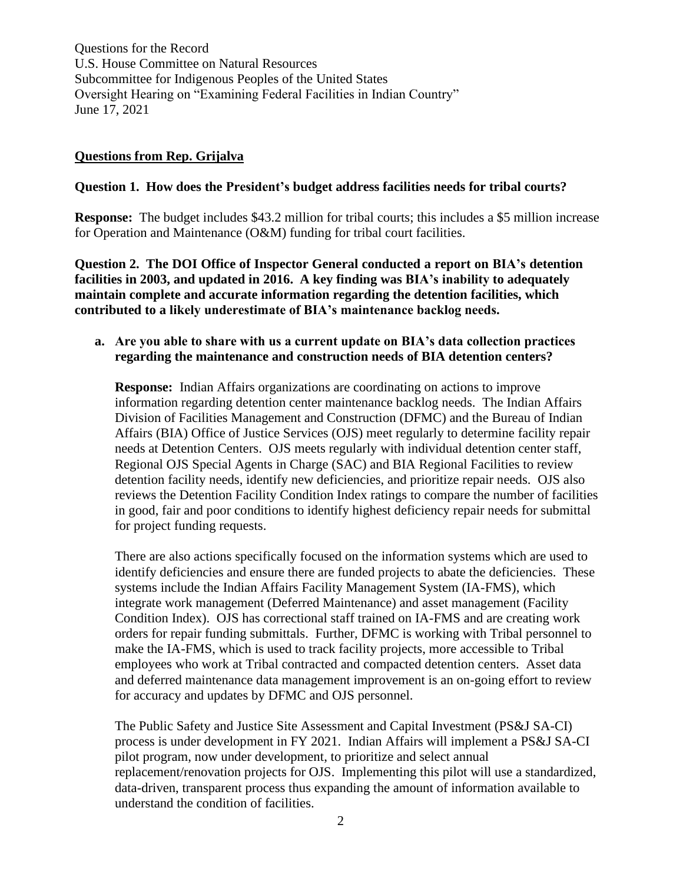Questions for the Record
U.S. House Committee on Natural Resources
Subcommittee for Indigenous Peoples of the United States
Oversight Hearing on "Examining Federal Facilities in Indian Country"
June 17, 2021

**Questions from Rep. Grijalva**

**Question 1. How does the President's budget address facilities needs for tribal courts?**

**Response:** The budget includes $43.2 million for tribal courts; this includes a $5 million increase for Operation and Maintenance (O&M) funding for tribal court facilities.

**Question 2. The DOI Office of Inspector General conducted a report on BIA's detention facilities in 2003, and updated in 2016. A key finding was BIA's inability to adequately maintain complete and accurate information regarding the detention facilities, which contributed to a likely underestimate of BIA's maintenance backlog needs.**

**a. Are you able to share with us a current update on BIA's data collection practices regarding the maintenance and construction needs of BIA detention centers?**

**Response:** Indian Affairs organizations are coordinating on actions to improve information regarding detention center maintenance backlog needs. The Indian Affairs Division of Facilities Management and Construction (DFMC) and the Bureau of Indian Affairs (BIA) Office of Justice Services (OJS) meet regularly to determine facility repair needs at Detention Centers. OJS meets regularly with individual detention center staff, Regional OJS Special Agents in Charge (SAC) and BIA Regional Facilities to review detention facility needs, identify new deficiencies, and prioritize repair needs. OJS also reviews the Detention Facility Condition Index ratings to compare the number of facilities in good, fair and poor conditions to identify highest deficiency repair needs for submittal for project funding requests.

There are also actions specifically focused on the information systems which are used to identify deficiencies and ensure there are funded projects to abate the deficiencies. These systems include the Indian Affairs Facility Management System (IA-FMS), which integrate work management (Deferred Maintenance) and asset management (Facility Condition Index). OJS has correctional staff trained on IA-FMS and are creating work orders for repair funding submittals. Further, DFMC is working with Tribal personnel to make the IA-FMS, which is used to track facility projects, more accessible to Tribal employees who work at Tribal contracted and compacted detention centers. Asset data and deferred maintenance data management improvement is an on-going effort to review for accuracy and updates by DFMC and OJS personnel.

The Public Safety and Justice Site Assessment and Capital Investment (PS&J SA-CI) process is under development in FY 2021. Indian Affairs will implement a PS&J SA-CI pilot program, now under development, to prioritize and select annual replacement/renovation projects for OJS. Implementing this pilot will use a standardized, data-driven, transparent process thus expanding the amount of information available to understand the condition of facilities.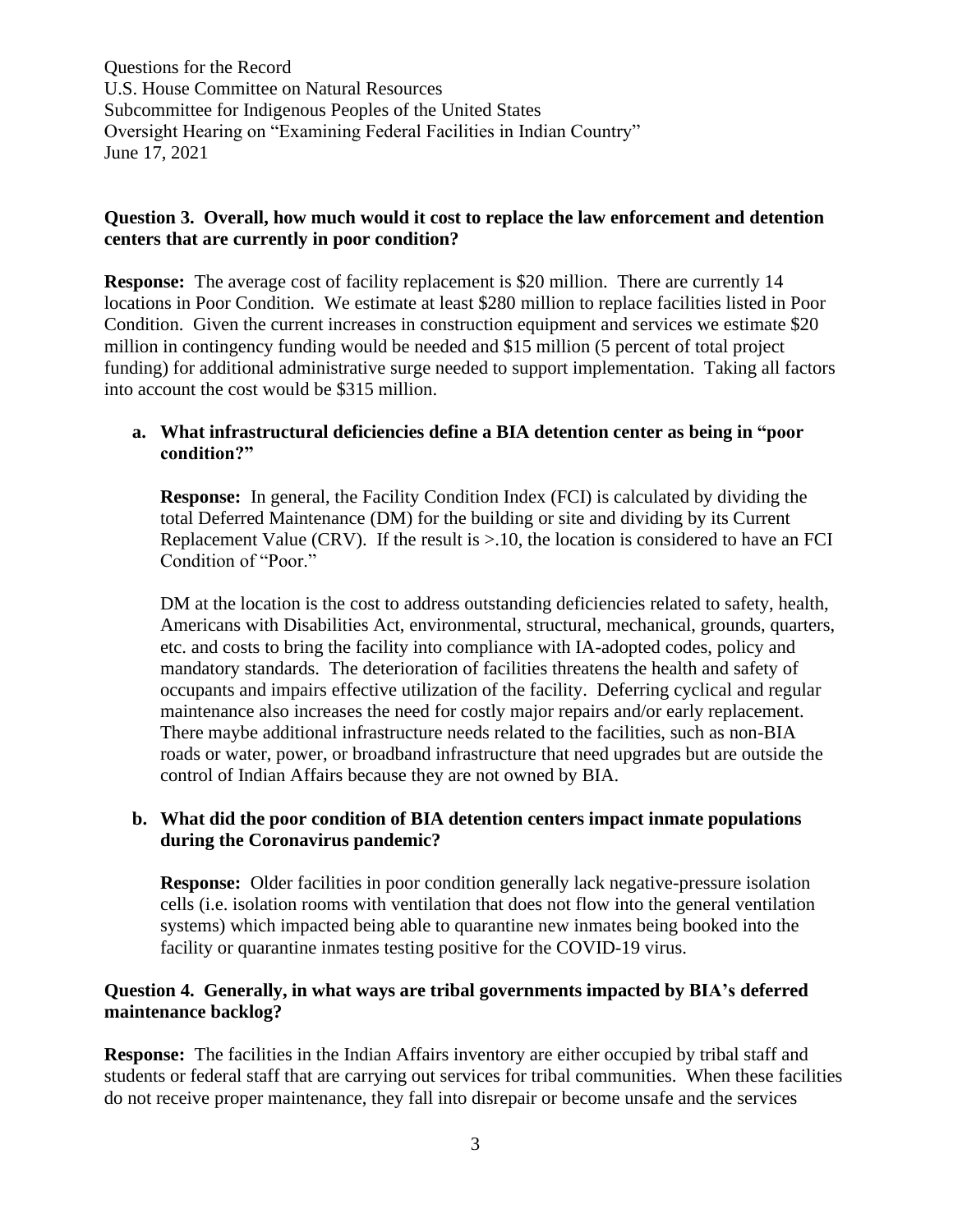Questions for the Record
U.S. House Committee on Natural Resources
Subcommittee for Indigenous Peoples of the United States
Oversight Hearing on "Examining Federal Facilities in Indian Country"
June 17, 2021

**Question 3. Overall, how much would it cost to replace the law enforcement and detention centers that are currently in poor condition?**

**Response:** The average cost of facility replacement is $20 million. There are currently 14 locations in Poor Condition. We estimate at least $280 million to replace facilities listed in Poor Condition. Given the current increases in construction equipment and services we estimate $20 million in contingency funding would be needed and $15 million (5 percent of total project funding) for additional administrative surge needed to support implementation. Taking all factors into account the cost would be $315 million.

**a. What infrastructural deficiencies define a BIA detention center as being in "poor condition?"**

**Response:** In general, the Facility Condition Index (FCI) is calculated by dividing the total Deferred Maintenance (DM) for the building or site and dividing by its Current Replacement Value (CRV). If the result is >.10, the location is considered to have an FCI Condition of "Poor."

DM at the location is the cost to address outstanding deficiencies related to safety, health, Americans with Disabilities Act, environmental, structural, mechanical, grounds, quarters, etc. and costs to bring the facility into compliance with IA-adopted codes, policy and mandatory standards. The deterioration of facilities threatens the health and safety of occupants and impairs effective utilization of the facility. Deferring cyclical and regular maintenance also increases the need for costly major repairs and/or early replacement. There maybe additional infrastructure needs related to the facilities, such as non-BIA roads or water, power, or broadband infrastructure that need upgrades but are outside the control of Indian Affairs because they are not owned by BIA.

**b. What did the poor condition of BIA detention centers impact inmate populations during the Coronavirus pandemic?**

**Response:** Older facilities in poor condition generally lack negative-pressure isolation cells (i.e. isolation rooms with ventilation that does not flow into the general ventilation systems) which impacted being able to quarantine new inmates being booked into the facility or quarantine inmates testing positive for the COVID-19 virus.

**Question 4. Generally, in what ways are tribal governments impacted by BIA's deferred maintenance backlog?**

**Response:** The facilities in the Indian Affairs inventory are either occupied by tribal staff and students or federal staff that are carrying out services for tribal communities. When these facilities do not receive proper maintenance, they fall into disrepair or become unsafe and the services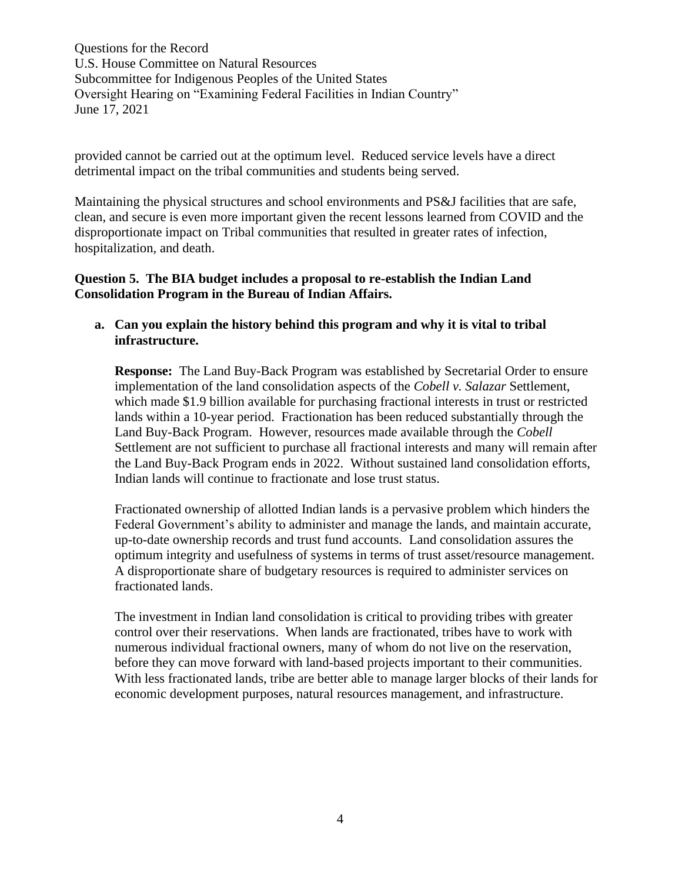provided cannot be carried out at the optimum level. Reduced service levels have a direct detrimental impact on the tribal communities and students being served.

Maintaining the physical structures and school environments and PS&J facilities that are safe, clean, and secure is even more important given the recent lessons learned from COVID and the disproportionate impact on Tribal communities that resulted in greater rates of infection, hospitalization, and death.

**Question 5. The BIA budget includes a proposal to re-establish the Indian Land Consolidation Program in the Bureau of Indian Affairs.**

**a. Can you explain the history behind this program and why it is vital to tribal infrastructure.**

**Response:** The Land Buy-Back Program was established by Secretarial Order to ensure implementation of the land consolidation aspects of the *Cobell v. Salazar* Settlement, which made $1.9 billion available for purchasing fractional interests in trust or restricted lands within a 10-year period. Fractionation has been reduced substantially through the Land Buy-Back Program. However, resources made available through the *Cobell* Settlement are not sufficient to purchase all fractional interests and many will remain after the Land Buy-Back Program ends in 2022. Without sustained land consolidation efforts, Indian lands will continue to fractionate and lose trust status.

Fractionated ownership of allotted Indian lands is a pervasive problem which hinders the Federal Government's ability to administer and manage the lands, and maintain accurate, up-to-date ownership records and trust fund accounts. Land consolidation assures the optimum integrity and usefulness of systems in terms of trust asset/resource management. A disproportionate share of budgetary resources is required to administer services on fractionated lands.

The investment in Indian land consolidation is critical to providing tribes with greater control over their reservations. When lands are fractionated, tribes have to work with numerous individual fractional owners, many of whom do not live on the reservation, before they can move forward with land-based projects important to their communities. With less fractionated lands, tribe are better able to manage larger blocks of their lands for economic development purposes, natural resources management, and infrastructure.